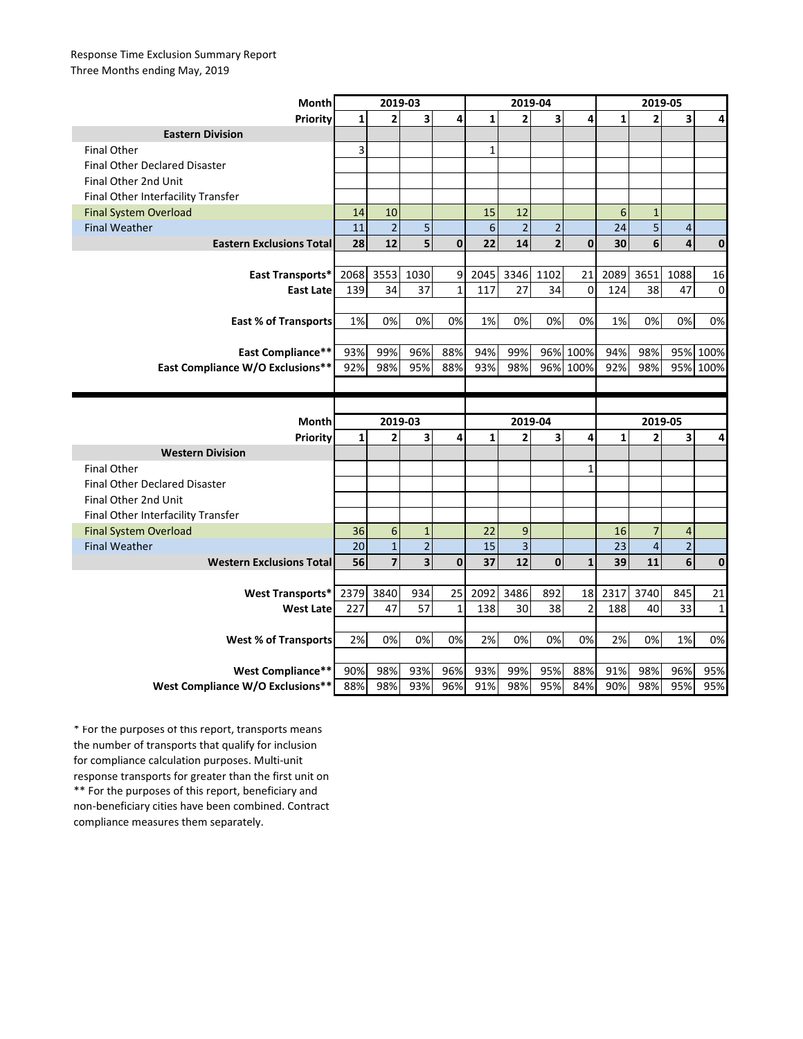Response Time Exclusion Summary Report
Three Months ending May, 2019

| Month | 2019-03 | | | | 2019-04 | | | | 2019-05 | | | |
|---|---|---|---|---|---|---|---|---|---|---|---|---|
| Priority | 1 | 2 | 3 | 4 | 1 | 2 | 3 | 4 | 1 | 2 | 3 | 4 |
| **Eastern Division** | | | | | | | | | | | | |
| Final Other | 3 | | | | 1 | | | | | | | |
| Final Other Declared Disaster | | | | | | | | | | | | |
| Final Other 2nd Unit | | | | | | | | | | | | |
| Final Other Interfacility Transfer | | | | | | | | | | | | |
| Final System Overload | 14 | 10 | | | 15 | 12 | | | 6 | 1 | | |
| Final Weather | 11 | 2 | 5 | | 6 | 2 | 2 | | 24 | 5 | 4 | |
| **Eastern Exclusions Total** | **28** | **12** | **5** | **0** | **22** | **14** | **2** | **0** | **30** | **6** | **4** | **0** |
| | | | | | | | | | | | | |
| **East Transports*** | 2068 | 3553 | 1030 | 9 | 2045 | 3346 | 1102 | 21 | 2089 | 3651 | 1088 | 16 |
| **East Late** | 139 | 34 | 37 | 1 | 117 | 27 | 34 | 0 | 124 | 38 | 47 | 0 |
| | | | | | | | | | | | | |
| **East % of Transports** | 1% | 0% | 0% | 0% | 1% | 0% | 0% | 0% | 1% | 0% | 0% | 0% |
| | | | | | | | | | | | | |
| **East Compliance**** | 93% | 99% | 96% | 88% | 94% | 99% | 96% | 100% | 94% | 98% | 95% | 100% |
| **East Compliance W/O Exclusions**** | 92% | 98% | 95% | 88% | 93% | 98% | 96% | 100% | 92% | 98% | 95% | 100% |

| Month | 2019-03 | | | | 2019-04 | | | | 2019-05 | | | |
|---|---|---|---|---|---|---|---|---|---|---|---|---|
| Priority | 1 | 2 | 3 | 4 | 1 | 2 | 3 | 4 | 1 | 2 | 3 | 4 |
| **Western Division** | | | | | | | | | | | | |
| Final Other | | | | | | | | 1 | | | | |
| Final Other Declared Disaster | | | | | | | | | | | | |
| Final Other 2nd Unit | | | | | | | | | | | | |
| Final Other Interfacility Transfer | | | | | | | | | | | | |
| Final System Overload | 36 | 6 | 1 | | 22 | 9 | | | 16 | 7 | 4 | |
| Final Weather | 20 | 1 | 2 | | 15 | 3 | | | 23 | 4 | 2 | |
| **Western Exclusions Total** | **56** | **7** | **3** | **0** | **37** | **12** | **0** | **1** | **39** | **11** | **6** | **0** |
| | | | | | | | | | | | | |
| **West Transports*** | 2379 | 3840 | 934 | 25 | 2092 | 3486 | 892 | 18 | 2317 | 3740 | 845 | 21 |
| **West Late** | 227 | 47 | 57 | 1 | 138 | 30 | 38 | 2 | 188 | 40 | 33 | 1 |
| | | | | | | | | | | | | |
| **West % of Transports** | 2% | 0% | 0% | 0% | 2% | 0% | 0% | 0% | 2% | 0% | 1% | 0% |
| | | | | | | | | | | | | |
| **West Compliance**** | 90% | 98% | 93% | 96% | 93% | 99% | 95% | 88% | 91% | 98% | 96% | 95% |
| **West Compliance W/O Exclusions**** | 88% | 98% | 93% | 96% | 91% | 98% | 95% | 84% | 90% | 98% | 95% | 95% |

* For the purposes of this report, transports means the number of transports that qualify for inclusion for compliance calculation purposes. Multi-unit response transports for greater than the first unit on
** For the purposes of this report, beneficiary and non-beneficiary cities have been combined. Contract compliance measures them separately.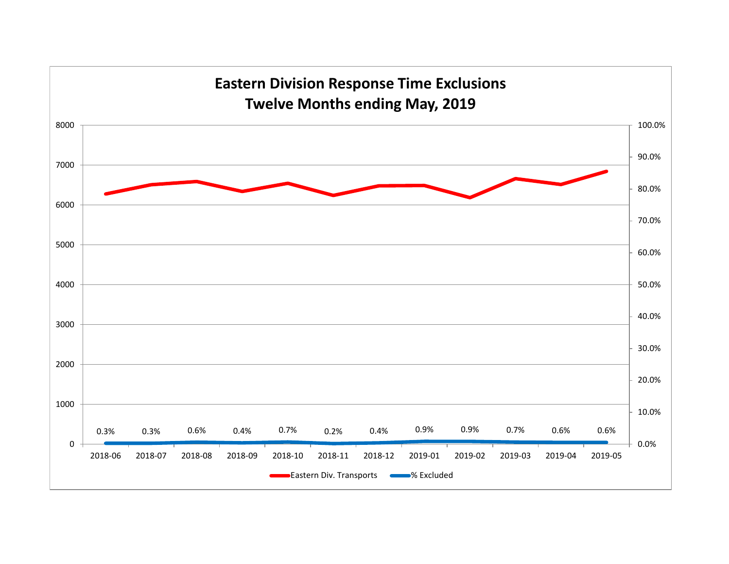# Eastern Division Response Time Exclusions
## Twelve Months ending May, 2019

| Month | % Excluded |
|---|---|
| 2018-06 | 0.3% |
| 2018-07 | 0.3% |
| 2018-08 | 0.6% |
| 2018-09 | 0.4% |
| 2018-10 | 0.7% |
| 2018-11 | 0.2% |
| 2018-12 | 0.4% |
| 2019-01 | 0.9% |
| 2019-02 | 0.9% |
| 2019-03 | 0.7% |
| 2019-04 | 0.6% |
| 2019-05 | 0.6% |

Eastern Div. Transports — % Excluded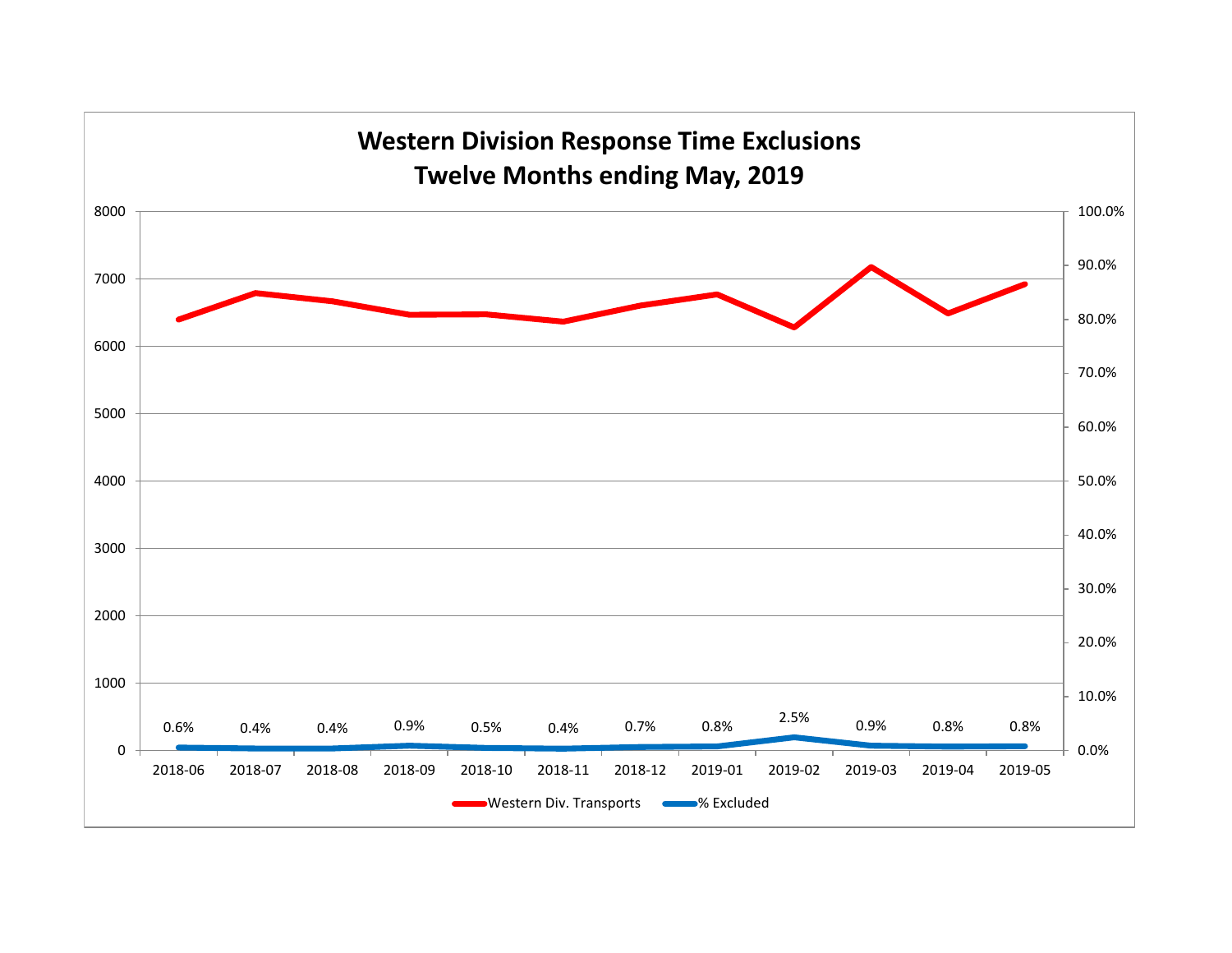## Western Division Response Time Exclusions
## Twelve Months ending May, 2019

8000
7000
6000
5000
4000
3000
2000
1000
0

100.0%
90.0%
80.0%
70.0%
60.0%
50.0%
40.0%
30.0%
20.0%
10.0%
0.0%

0.6% 0.4% 0.4% 0.9% 0.5% 0.4% 0.7% 0.8% 2.5% 0.9% 0.8% 0.8%

2018-06 2018-07 2018-08 2018-09 2018-10 2018-11 2018-12 2019-01 2019-02 2019-03 2019-04 2019-05

Western Div. Transports
% Excluded